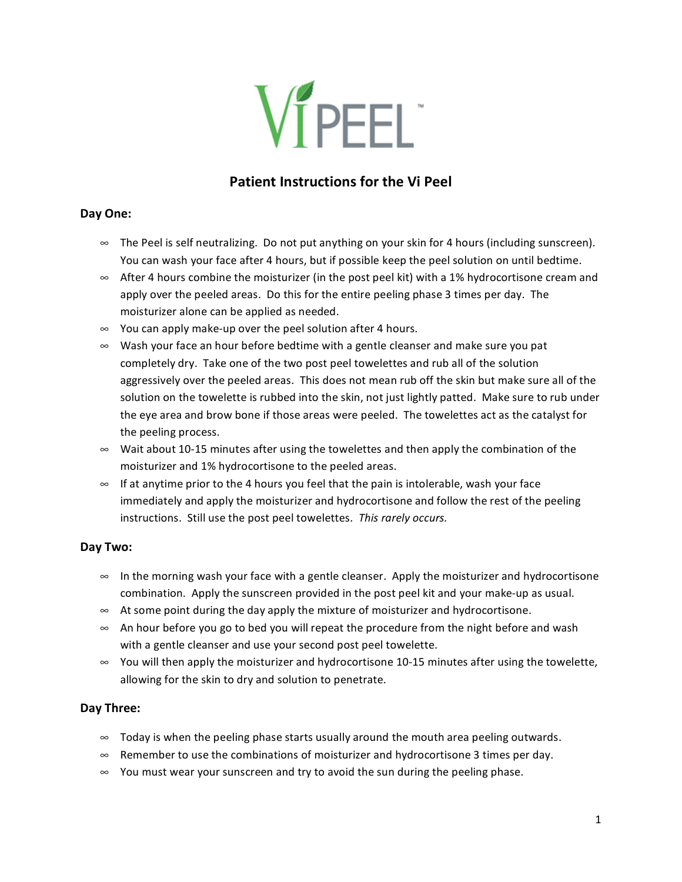VI PEEL™

# Patient Instructions for the Vi Peel

## Day One:

- The Peel is self neutralizing. Do not put anything on your skin for 4 hours (including sunscreen). You can wash your face after 4 hours, but if possible keep the peel solution on until bedtime.
- After 4 hours combine the moisturizer (in the post peel kit) with a 1% hydrocortisone cream and apply over the peeled areas. Do this for the entire peeling phase 3 times per day. The moisturizer alone can be applied as needed.
- You can apply make-up over the peel solution after 4 hours.
- Wash your face an hour before bedtime with a gentle cleanser and make sure you pat completely dry. Take one of the two post peel towelettes and rub all of the solution aggressively over the peeled areas. This does not mean rub off the skin but make sure all of the solution on the towelette is rubbed into the skin, not just lightly patted. Make sure to rub under the eye area and brow bone if those areas were peeled. The towelettes act as the catalyst for the peeling process.
- Wait about 10-15 minutes after using the towelettes and then apply the combination of the moisturizer and 1% hydrocortisone to the peeled areas.
- If at anytime prior to the 4 hours you feel that the pain is intolerable, wash your face immediately and apply the moisturizer and hydrocortisone and follow the rest of the peeling instructions. Still use the post peel towelettes. *This rarely occurs.*

## Day Two:

- In the morning wash your face with a gentle cleanser. Apply the moisturizer and hydrocortisone combination. Apply the sunscreen provided in the post peel kit and your make-up as usual.
- At some point during the day apply the mixture of moisturizer and hydrocortisone.
- An hour before you go to bed you will repeat the procedure from the night before and wash with a gentle cleanser and use your second post peel towelette.
- You will then apply the moisturizer and hydrocortisone 10-15 minutes after using the towelette, allowing for the skin to dry and solution to penetrate.

## Day Three:

- Today is when the peeling phase starts usually around the mouth area peeling outwards.
- Remember to use the combinations of moisturizer and hydrocortisone 3 times per day.
- You must wear your sunscreen and try to avoid the sun during the peeling phase.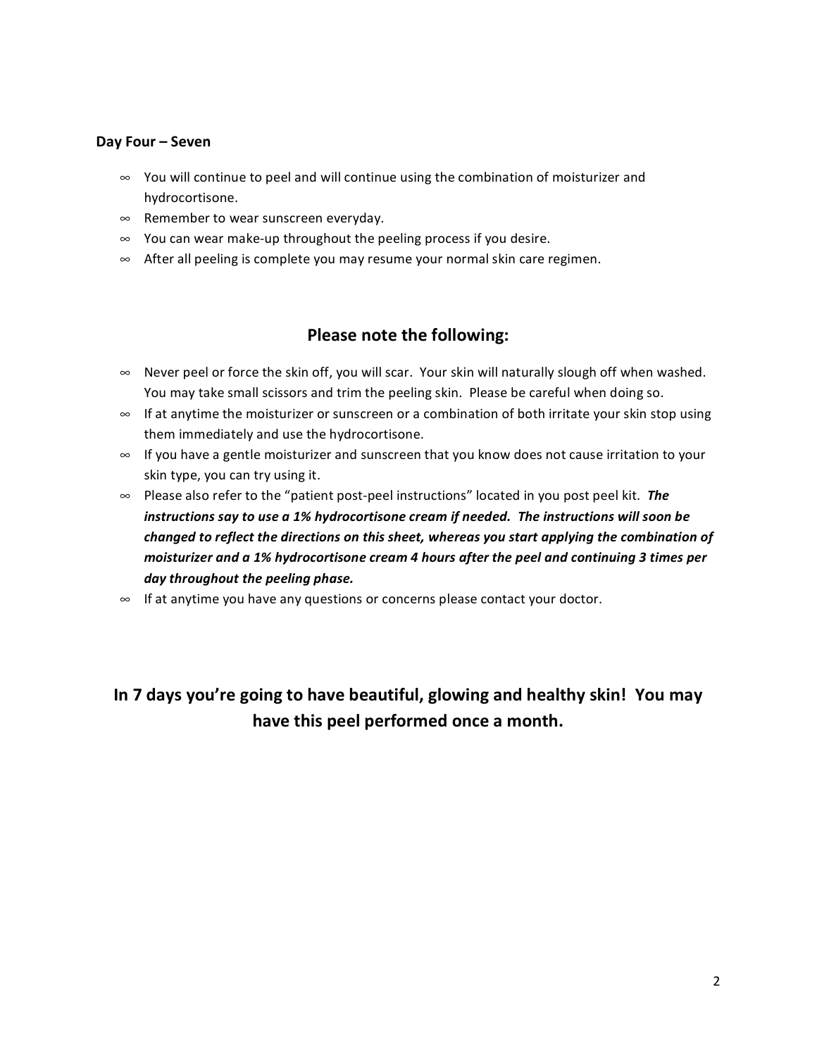**Day Four – Seven**

- You will continue to peel and will continue using the combination of moisturizer and hydrocortisone.
- Remember to wear sunscreen everyday.
- You can wear make-up throughout the peeling process if you desire.
- After all peeling is complete you may resume your normal skin care regimen.

## Please note the following:

- Never peel or force the skin off, you will scar. Your skin will naturally slough off when washed. You may take small scissors and trim the peeling skin. Please be careful when doing so.
- If at anytime the moisturizer or sunscreen or a combination of both irritate your skin stop using them immediately and use the hydrocortisone.
- If you have a gentle moisturizer and sunscreen that you know does not cause irritation to your skin type, you can try using it.
- Please also refer to the "patient post-peel instructions" located in you post peel kit. ***The instructions say to use a 1% hydrocortisone cream if needed. The instructions will soon be changed to reflect the directions on this sheet, whereas you start applying the combination of moisturizer and a 1% hydrocortisone cream 4 hours after the peel and continuing 3 times per day throughout the peeling phase.***
- If at anytime you have any questions or concerns please contact your doctor.

## In 7 days you're going to have beautiful, glowing and healthy skin! You may have this peel performed once a month.